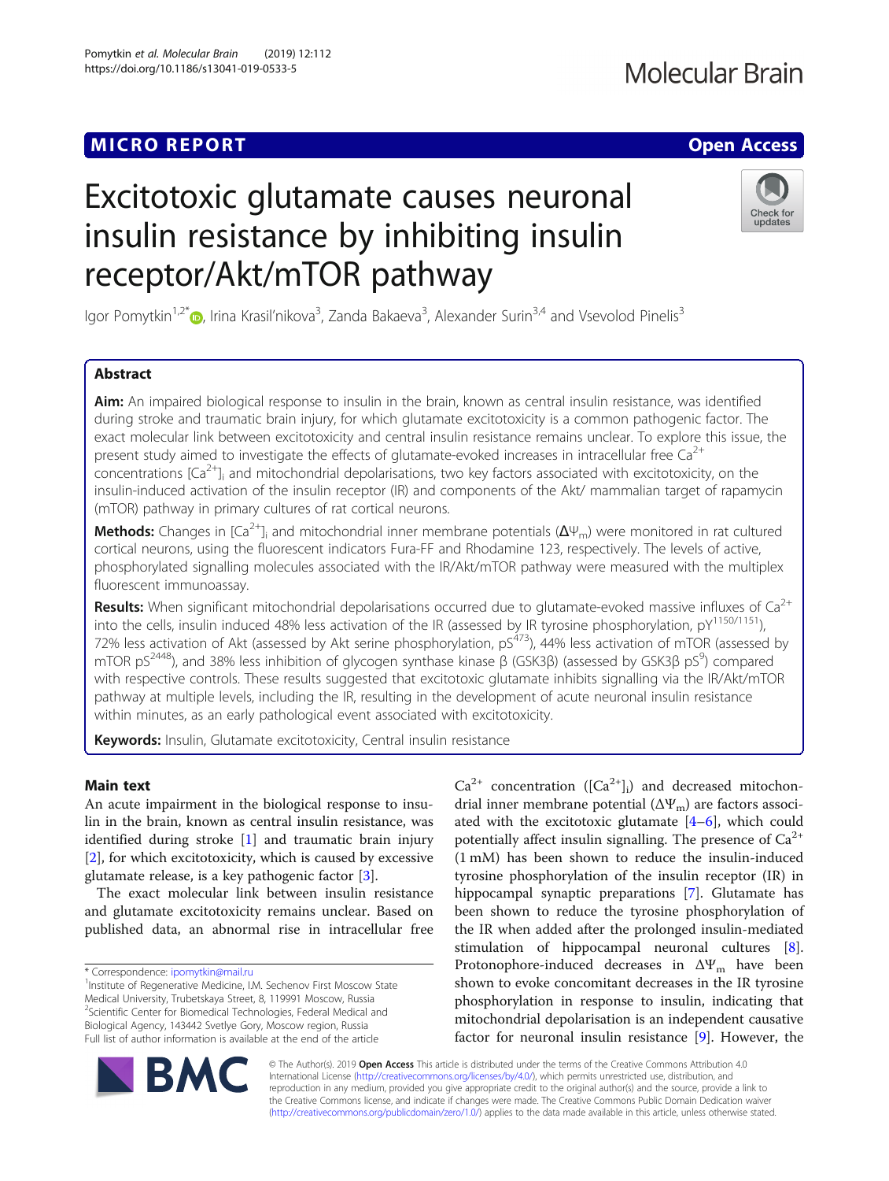MICRO REPORT

Open Access

# Excitotoxic glutamate causes neuronal insulin resistance by inhibiting insulin receptor/Akt/mTOR pathway

Igor Pomytkin[1,2*], Irina Krasil'nikova[3], Zanda Bakaeva[3], Alexander Surin[3,4] and Vsevolod Pinelis[3]

## Abstract

**Aim:** An impaired biological response to insulin in the brain, known as central insulin resistance, was identified during stroke and traumatic brain injury, for which glutamate excitotoxicity is a common pathogenic factor. The exact molecular link between excitotoxicity and central insulin resistance remains unclear. To explore this issue, the present study aimed to investigate the effects of glutamate-evoked increases in intracellular free $Ca^{2+}$ concentrations $[Ca^{2+}]_i$ and mitochondrial depolarisations, two key factors associated with excitotoxicity, on the insulin-induced activation of the insulin receptor (IR) and components of the Akt/ mammalian target of rapamycin (mTOR) pathway in primary cultures of rat cortical neurons.

**Methods:** Changes in $[Ca^{2+}]_i$ and mitochondrial inner membrane potentials ($\Delta\Psi_m$) were monitored in rat cultured cortical neurons, using the fluorescent indicators Fura-FF and Rhodamine 123, respectively. The levels of active, phosphorylated signalling molecules associated with the IR/Akt/mTOR pathway were measured with the multiplex fluorescent immunoassay.

**Results:** When significant mitochondrial depolarisations occurred due to glutamate-evoked massive influxes of $Ca^{2+}$ into the cells, insulin induced 48% less activation of the IR (assessed by IR tyrosine phosphorylation, $pY^{1150/1151}$), 72% less activation of Akt (assessed by Akt serine phosphorylation, $pS^{473}$), 44% less activation of mTOR (assessed by mTOR $pS^{2448}$), and 38% less inhibition of glycogen synthase kinase β (GSK3β) (assessed by GSK3β $pS^{9}$) compared with respective controls. These results suggested that excitotoxic glutamate inhibits signalling via the IR/Akt/mTOR pathway at multiple levels, including the IR, resulting in the development of acute neuronal insulin resistance within minutes, as an early pathological event associated with excitotoxicity.

**Keywords:** Insulin, Glutamate excitotoxicity, Central insulin resistance

## Main text

An acute impairment in the biological response to insulin in the brain, known as central insulin resistance, was identified during stroke [1] and traumatic brain injury [2], for which excitotoxicity, which is caused by excessive glutamate release, is a key pathogenic factor [3].

The exact molecular link between insulin resistance and glutamate excitotoxicity remains unclear. Based on published data, an abnormal rise in intracellular free $Ca^{2+}$ concentration ($[Ca^{2+}]_i$) and decreased mitochondrial inner membrane potential ($\Delta\Psi_m$) are factors associated with the excitotoxic glutamate [4–6], which could potentially affect insulin signalling. The presence of $Ca^{2+}$ (1 mM) has been shown to reduce the insulin-induced tyrosine phosphorylation of the insulin receptor (IR) in hippocampal synaptic preparations [7]. Glutamate has been shown to reduce the tyrosine phosphorylation of the IR when added after the prolonged insulin-mediated stimulation of hippocampal neuronal cultures [8]. Protonophore-induced decreases in $\Delta\Psi_m$ have been shown to evoke concomitant decreases in the IR tyrosine phosphorylation in response to insulin, indicating that mitochondrial depolarisation is an independent causative factor for neuronal insulin resistance [9]. However, the

\* Correspondence: ipomytkin@mail.ru

[1]Institute of Regenerative Medicine, I.M. Sechenov First Moscow State Medical University, Trubetskaya Street, 8, 119991 Moscow, Russia

[2]Scientific Center for Biomedical Technologies, Federal Medical and Biological Agency, 143442 Svetlye Gory, Moscow region, Russia

Full list of author information is available at the end of the article

© The Author(s). 2019 **Open Access** This article is distributed under the terms of the Creative Commons Attribution 4.0 International License (http://creativecommons.org/licenses/by/4.0/), which permits unrestricted use, distribution, and reproduction in any medium, provided you give appropriate credit to the original author(s) and the source, provide a link to the Creative Commons license, and indicate if changes were made. The Creative Commons Public Domain Dedication waiver (http://creativecommons.org/publicdomain/zero/1.0/) applies to the data made available in this article, unless otherwise stated.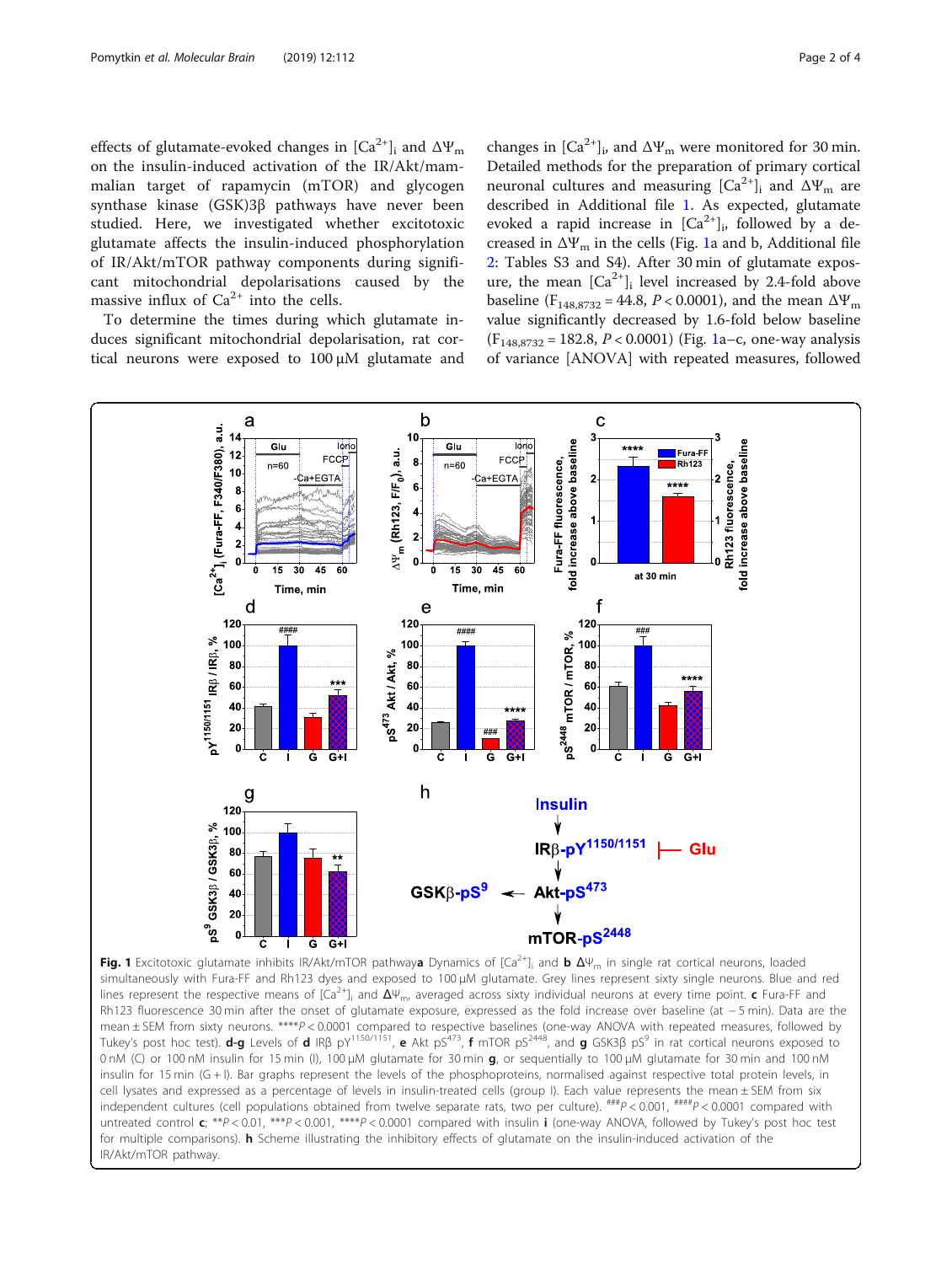effects of glutamate-evoked changes in $[Ca^{2+}]_i$ and $\Delta\Psi_m$ on the insulin-induced activation of the IR/Akt/mammalian target of rapamycin (mTOR) and glycogen synthase kinase (GSK)3β pathways have never been studied. Here, we investigated whether excitotoxic glutamate affects the insulin-induced phosphorylation of IR/Akt/mTOR pathway components during significant mitochondrial depolarisations caused by the massive influx of $Ca^{2+}$ into the cells.

To determine the times during which glutamate induces significant mitochondrial depolarisation, rat cortical neurons were exposed to 100 μM glutamate and changes in $[Ca^{2+}]_i$, and $\Delta\Psi_m$ were monitored for 30 min. Detailed methods for the preparation of primary cortical neuronal cultures and measuring $[Ca^{2+}]_i$ and $\Delta\Psi_m$ are described in Additional file 1. As expected, glutamate evoked a rapid increase in $[Ca^{2+}]_i$, followed by a decreased in $\Delta\Psi_m$ in the cells (Fig. 1a and b, Additional file 2: Tables S3 and S4). After 30 min of glutamate exposure, the mean $[Ca^{2+}]_i$ level increased by 2.4-fold above baseline ($F_{148,8732} = 44.8$, $P < 0.0001$), and the mean $\Delta\Psi_m$ value significantly decreased by 1.6-fold below baseline ($F_{148,8732} = 182.8$, $P < 0.0001$) (Fig. 1a–c, one-way analysis of variance [ANOVA] with repeated measures, followed

**Fig. 1** Excitotoxic glutamate inhibits IR/Akt/mTOR pathway **a** Dynamics of $[Ca^{2+}]_i$ and **b** $\Delta\Psi_m$ in single rat cortical neurons, loaded simultaneously with Fura-FF and Rh123 dyes and exposed to 100 μM glutamate. Grey lines represent sixty single neurons. Blue and red lines represent the respective means of $[Ca^{2+}]_i$ and $\Delta\Psi_m$, averaged across sixty individual neurons at every time point. **c** Fura-FF and Rh123 fluorescence 30 min after the onset of glutamate exposure, expressed as the fold increase over baseline (at − 5 min). Data are the mean ± SEM from sixty neurons. ****$P < 0.0001$ compared to respective baselines (one-way ANOVA with repeated measures, followed by Tukey's post hoc test). **d-g** Levels of **d** IRβ $pY^{1150/1151}$, **e** Akt $pS^{473}$, **f** mTOR $pS^{2448}$, and **g** GSK3β $pS^{9}$ in rat cortical neurons exposed to 0 nM (C) or 100 nM insulin for 15 min (I), 100 μM glutamate for 30 min **g**, or sequentially to 100 μM glutamate for 30 min and 100 nM insulin for 15 min (G + I). Bar graphs represent the levels of the phosphoproteins, normalised against respective total protein levels, in cell lysates and expressed as a percentage of levels in insulin-treated cells (group I). Each value represents the mean ± SEM from six independent cultures (cell populations obtained from twelve separate rats, two per culture). ###$P < 0.001$, ####$P < 0.0001$ compared with untreated control **c**; **$P < 0.01$, ***$P < 0.001$, ****$P < 0.0001$ compared with insulin **i** (one-way ANOVA, followed by Tukey's post hoc test for multiple comparisons). **h** Scheme illustrating the inhibitory effects of glutamate on the insulin-induced activation of the IR/Akt/mTOR pathway.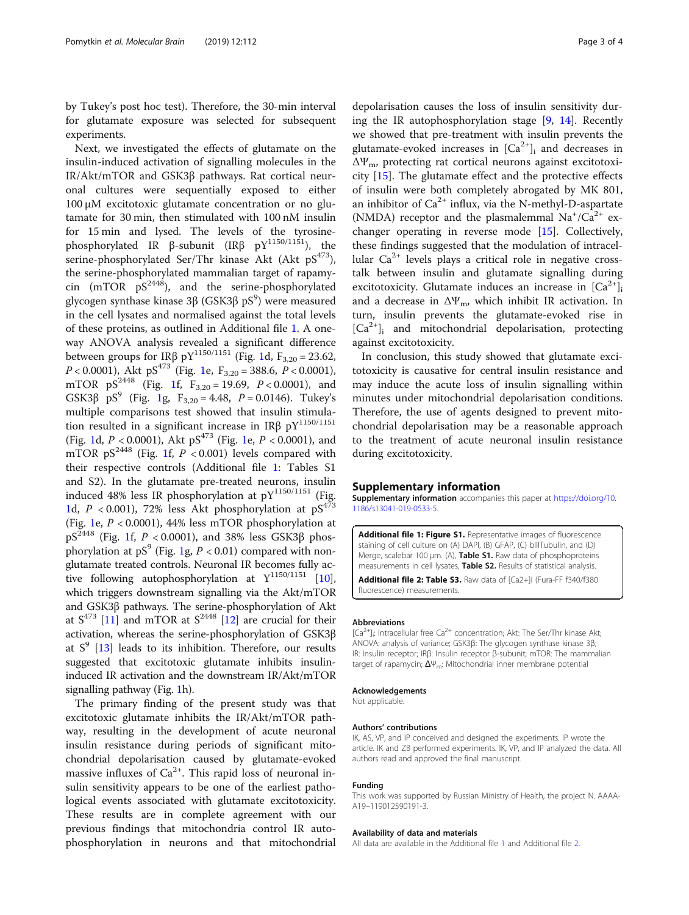by Tukey's post hoc test). Therefore, the 30-min interval for glutamate exposure was selected for subsequent experiments.

Next, we investigated the effects of glutamate on the insulin-induced activation of signalling molecules in the IR/Akt/mTOR and GSK3β pathways. Rat cortical neuronal cultures were sequentially exposed to either 100 μM excitotoxic glutamate concentration or no glutamate for 30 min, then stimulated with 100 nM insulin for 15 min and lysed. The levels of the tyrosine-phosphorylated IR β-subunit (IRβ $pY^{1150/1151}$), the serine-phosphorylated Ser/Thr kinase Akt (Akt $pS^{473}$), the serine-phosphorylated mammalian target of rapamycin (mTOR $pS^{2448}$), and the serine-phosphorylated glycogen synthase kinase 3β (GSK3β $pS^{9}$) were measured in the cell lysates and normalised against the total levels of these proteins, as outlined in Additional file 1. A one-way ANOVA analysis revealed a significant difference between groups for IRβ $pY^{1150/1151}$ (Fig. 1d, $F_{3,20} = 23.62$, $P < 0.0001$), Akt $pS^{473}$ (Fig. 1e, $F_{3,20} = 388.6$, $P < 0.0001$), mTOR $pS^{2448}$ (Fig. 1f, $F_{3,20} = 19.69$, $P < 0.0001$), and GSK3β $pS^{9}$ (Fig. 1g, $F_{3,20} = 4.48$, $P = 0.0146$). Tukey's multiple comparisons test showed that insulin stimulation resulted in a significant increase in IRβ $pY^{1150/1151}$ (Fig. 1d, $P < 0.0001$), Akt $pS^{473}$ (Fig. 1e, $P < 0.0001$), and mTOR $pS^{2448}$ (Fig. 1f, $P < 0.001$) levels compared with their respective controls (Additional file 1: Tables S1 and S2). In the glutamate pre-treated neurons, insulin induced 48% less IR phosphorylation at $pY^{1150/1151}$ (Fig. 1d, $P < 0.001$), 72% less Akt phosphorylation at $pS^{473}$ (Fig. 1e, $P < 0.0001$), 44% less mTOR phosphorylation at $pS^{2448}$ (Fig. 1f, $P < 0.0001$), and 38% less GSK3β phosphorylation at $pS^{9}$ (Fig. 1g, $P < 0.01$) compared with non-glutamate treated controls. Neuronal IR becomes fully active following autophosphorylation at $Y^{1150/1151}$ [10], which triggers downstream signalling via the Akt/mTOR and GSK3β pathways. The serine-phosphorylation of Akt at $S^{473}$ [11] and mTOR at $S^{2448}$ [12] are crucial for their activation, whereas the serine-phosphorylation of GSK3β at $S^{9}$ [13] leads to its inhibition. Therefore, our results suggested that excitotoxic glutamate inhibits insulin-induced IR activation and the downstream IR/Akt/mTOR signalling pathway (Fig. 1h).

The primary finding of the present study was that excitotoxic glutamate inhibits the IR/Akt/mTOR pathway, resulting in the development of acute neuronal insulin resistance during periods of significant mitochondrial depolarisation caused by glutamate-evoked massive influxes of $Ca^{2+}$. This rapid loss of neuronal insulin sensitivity appears to be one of the earliest pathological events associated with glutamate excitotoxicity. These results are in complete agreement with our previous findings that mitochondria control IR autophosphorylation in neurons and that mitochondrial depolarisation causes the loss of insulin sensitivity during the IR autophosphorylation stage [9, 14]. Recently we showed that pre-treatment with insulin prevents the glutamate-evoked increases in $[Ca^{2+}]_i$ and decreases in $\Delta\Psi_m$, protecting rat cortical neurons against excitotoxicity [15]. The glutamate effect and the protective effects of insulin were both completely abrogated by MK 801, an inhibitor of $Ca^{2+}$ influx, via the N-methyl-D-aspartate (NMDA) receptor and the plasmalemmal $Na^{+}/Ca^{2+}$ exchanger operating in reverse mode [15]. Collectively, these findings suggested that the modulation of intracellular $Ca^{2+}$ levels plays a critical role in receptor cross-talk between insulin and glutamate signalling during excitotoxicity. Glutamate induces an increase in $[Ca^{2+}]_i$ and a decrease in $\Delta\Psi_m$, which inhibit IR activation. In turn, insulin prevents the glutamate-evoked rise in $[Ca^{2+}]_i$ and mitochondrial depolarisation, protecting against excitotoxicity.

In conclusion, this study showed that glutamate excitotoxicity is causative for central insulin resistance and may induce the acute loss of insulin signalling within minutes under mitochondrial depolarisation conditions. Therefore, the use of agents designed to prevent mitochondrial depolarisation may be a reasonable approach to the treatment of acute neuronal insulin resistance during excitotoxicity.

## Supplementary information

**Supplementary information** accompanies this paper at https://doi.org/10.1186/s13041-019-0533-5.

**Additional file 1: Figure S1.** Representative images of fluorescence staining of cell culture on (A) DAPI, (B) GFAP, (C) bIIITubulin, and (D) Merge, scalebar 100 μm. (A), **Table S1.** Raw data of phosphoproteins measurements in cell lysates, **Table S2.** Results of statistical analysis.

**Additional file 2: Table S3.** Raw data of [Ca2+]i (Fura-FF f340/f380 fluorescence) measurements.

### Abbreviations

$[Ca^{2+}]_i$: Intracellular free $Ca^{2+}$ concentration; Akt: The Ser/Thr kinase Akt; ANOVA: analysis of variance; GSK3β: The glycogen synthase kinase 3β; IR: Insulin receptor; IRβ: Insulin receptor β-subunit; mTOR: The mammalian target of rapamycin; $\Delta\Psi_m$: Mitochondrial inner membrane potential

### Acknowledgements

Not applicable.

### Authors' contributions

IK, AS, VP, and IP conceived and designed the experiments. IP wrote the article. IK and ZB performed experiments. IK, VP, and IP analyzed the data. All authors read and approved the final manuscript.

### Funding

This work was supported by Russian Ministry of Health, the project N. AAAA-A19–119012590191-3.

### Availability of data and materials

All data are available in the Additional file 1 and Additional file 2.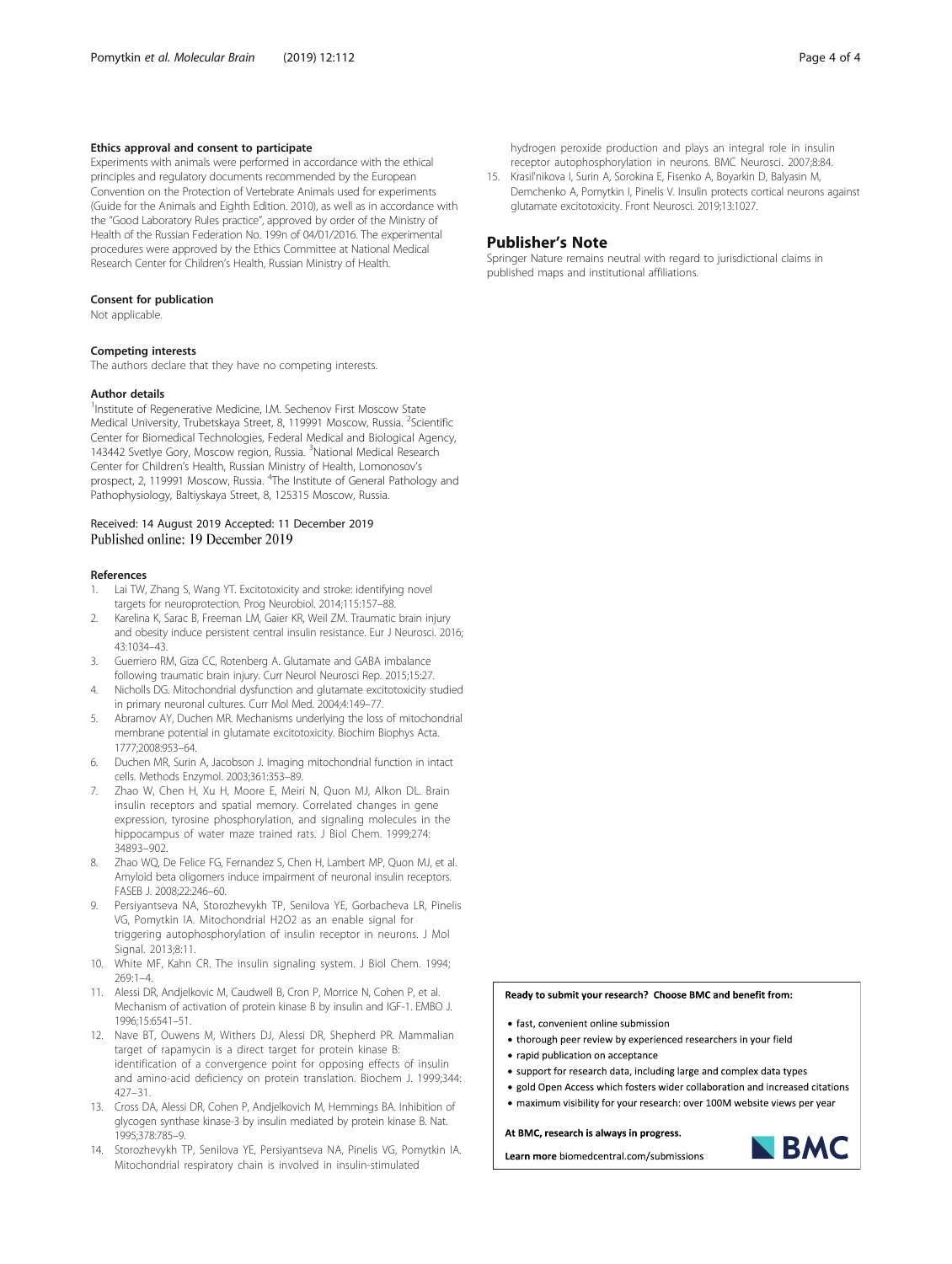### Ethics approval and consent to participate

Experiments with animals were performed in accordance with the ethical principles and regulatory documents recommended by the European Convention on the Protection of Vertebrate Animals used for experiments (Guide for the Animals and Eighth Edition. 2010), as well as in accordance with the "Good Laboratory Rules practice", approved by order of the Ministry of Health of the Russian Federation No. 199n of 04/01/2016. The experimental procedures were approved by the Ethics Committee at National Medical Research Center for Children's Health, Russian Ministry of Health.

### Consent for publication

Not applicable.

### Competing interests

The authors declare that they have no competing interests.

### Author details

[1]Institute of Regenerative Medicine, I.M. Sechenov First Moscow State Medical University, Trubetskaya Street, 8, 119991 Moscow, Russia. [2]Scientific Center for Biomedical Technologies, Federal Medical and Biological Agency, 143442 Svetlye Gory, Moscow region, Russia. [3]National Medical Research Center for Children's Health, Russian Ministry of Health, Lomonosov's prospect, 2, 119991 Moscow, Russia. [4]The Institute of General Pathology and Pathophysiology, Baltiyskaya Street, 8, 125315 Moscow, Russia.

Received: 14 August 2019 Accepted: 11 December 2019
Published online: 19 December 2019

### References

1. Lai TW, Zhang S, Wang YT. Excitotoxicity and stroke: identifying novel targets for neuroprotection. Prog Neurobiol. 2014;115:157–88.
2. Karelina K, Sarac B, Freeman LM, Gaier KR, Weil ZM. Traumatic brain injury and obesity induce persistent central insulin resistance. Eur J Neurosci. 2016; 43:1034–43.
3. Guerriero RM, Giza CC, Rotenberg A. Glutamate and GABA imbalance following traumatic brain injury. Curr Neurol Neurosci Rep. 2015;15:27.
4. Nicholls DG. Mitochondrial dysfunction and glutamate excitotoxicity studied in primary neuronal cultures. Curr Mol Med. 2004;4:149–77.
5. Abramov AY, Duchen MR. Mechanisms underlying the loss of mitochondrial membrane potential in glutamate excitotoxicity. Biochim Biophys Acta. 1777;2008:953–64.
6. Duchen MR, Surin A, Jacobson J. Imaging mitochondrial function in intact cells. Methods Enzymol. 2003;361:353–89.
7. Zhao W, Chen H, Xu H, Moore E, Meiri N, Quon MJ, Alkon DL. Brain insulin receptors and spatial memory. Correlated changes in gene expression, tyrosine phosphorylation, and signaling molecules in the hippocampus of water maze trained rats. J Biol Chem. 1999;274: 34893–902.
8. Zhao WQ, De Felice FG, Fernandez S, Chen H, Lambert MP, Quon MJ, et al. Amyloid beta oligomers induce impairment of neuronal insulin receptors. FASEB J. 2008;22:246–60.
9. Persiyantseva NA, Storozhevykh TP, Senilova YE, Gorbacheva LR, Pinelis VG, Pomytkin IA. Mitochondrial H2O2 as an enable signal for triggering autophosphorylation of insulin receptor in neurons. J Mol Signal. 2013;8:11.
10. White MF, Kahn CR. The insulin signaling system. J Biol Chem. 1994; 269:1–4.
11. Alessi DR, Andjelkovic M, Caudwell B, Cron P, Morrice N, Cohen P, et al. Mechanism of activation of protein kinase B by insulin and IGF-1. EMBO J. 1996;15:6541–51.
12. Nave BT, Ouwens M, Withers DJ, Alessi DR, Shepherd PR. Mammalian target of rapamycin is a direct target for protein kinase B: identification of a convergence point for opposing effects of insulin and amino-acid deficiency on protein translation. Biochem J. 1999;344: 427–31.
13. Cross DA, Alessi DR, Cohen P, Andjelkovich M, Hemmings BA. Inhibition of glycogen synthase kinase-3 by insulin mediated by protein kinase B. Nat. 1995;378:785–9.
14. Storozhevykh TP, Senilova YE, Persiyantseva NA, Pinelis VG, Pomytkin IA. Mitochondrial respiratory chain is involved in insulin-stimulated hydrogen peroxide production and plays an integral role in insulin receptor autophosphorylation in neurons. BMC Neurosci. 2007;8:84.
15. Krasil'nikova I, Surin A, Sorokina E, Fisenko A, Boyarkin D, Balyasin M, Demchenko A, Pomytkin I, Pinelis V. Insulin protects cortical neurons against glutamate excitotoxicity. Front Neurosci. 2019;13:1027.

## Publisher's Note

Springer Nature remains neutral with regard to jurisdictional claims in published maps and institutional affiliations.

**Ready to submit your research? Choose BMC and benefit from:**

- fast, convenient online submission
- thorough peer review by experienced researchers in your field
- rapid publication on acceptance
- support for research data, including large and complex data types
- gold Open Access which fosters wider collaboration and increased citations
- maximum visibility for your research: over 100M website views per year

**At BMC, research is always in progress.**

**Learn more** biomedcentral.com/submissions

BMC